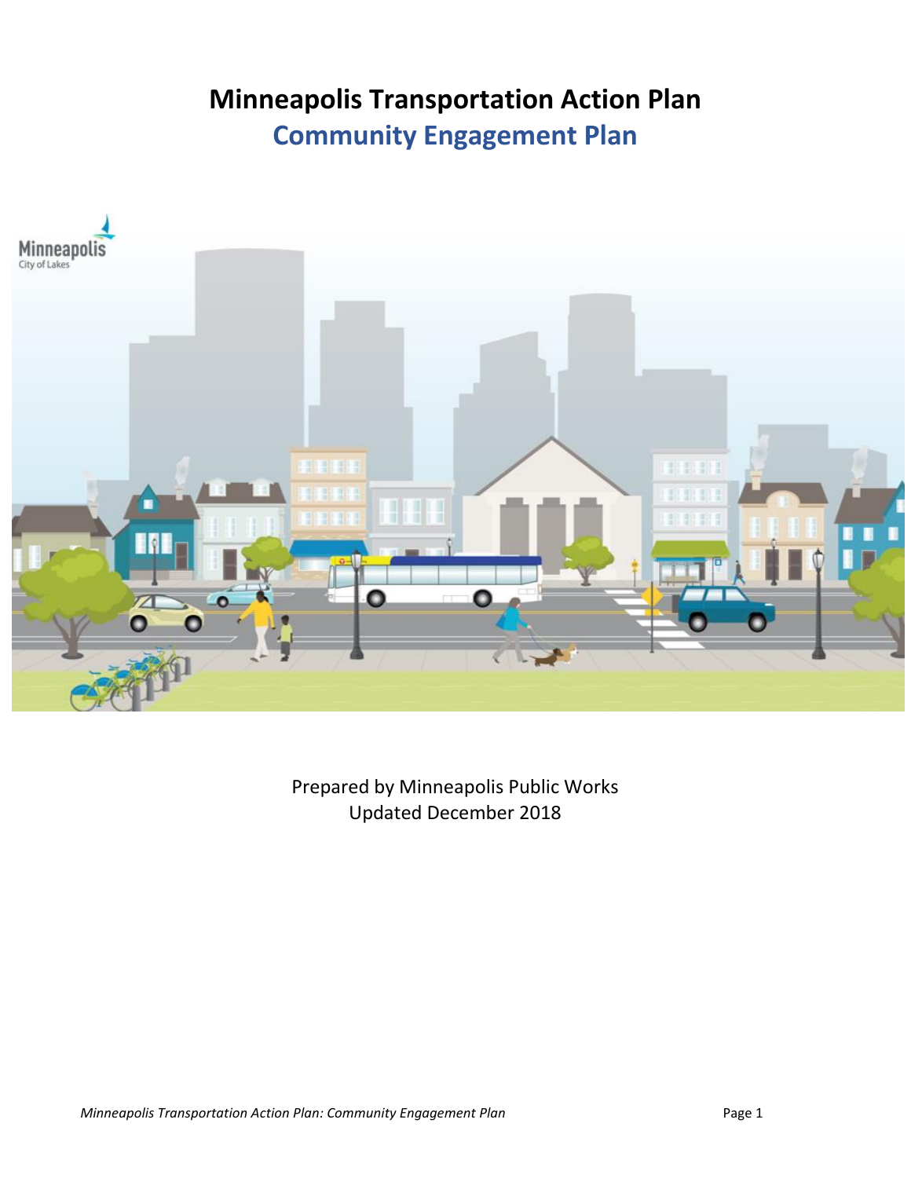# Minneapolis Transportation Action Plan

## Community Engagement Plan

Prepared by Minneapolis Public Works
Updated December 2018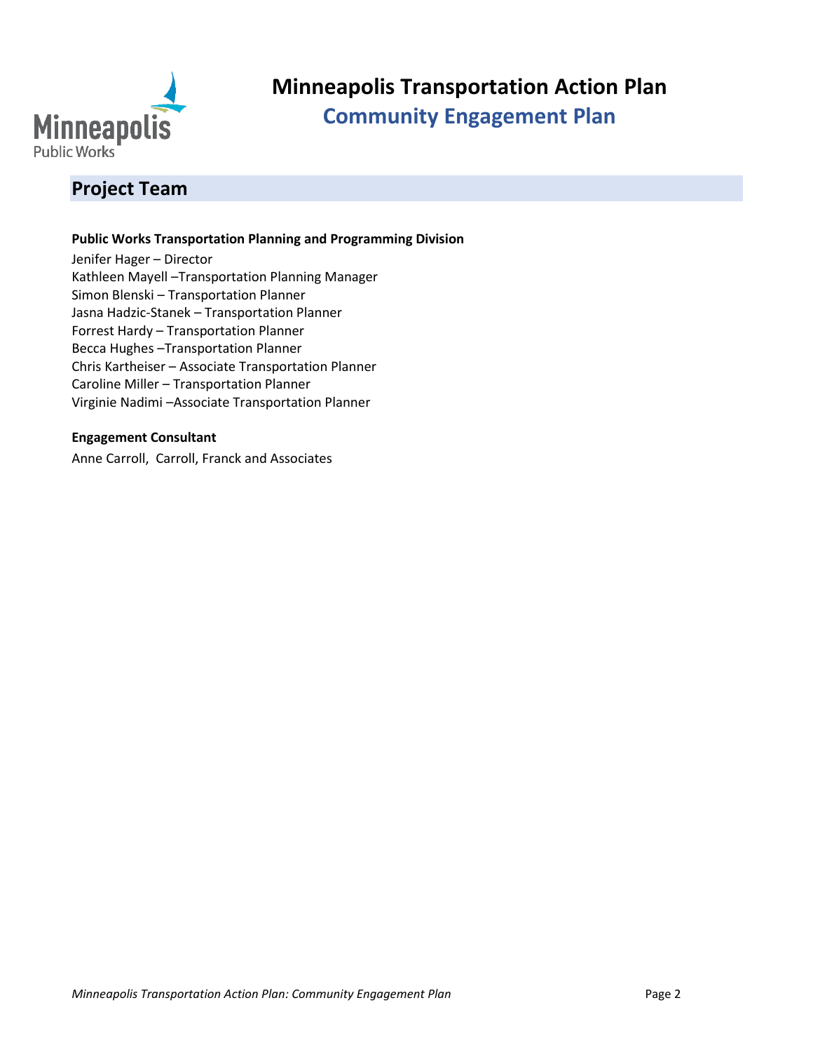# Minneapolis Transportation Action Plan

## Community Engagement Plan

## Project Team

**Public Works Transportation Planning and Programming Division**

Jenifer Hager – Director
Kathleen Mayell –Transportation Planning Manager
Simon Blenski – Transportation Planner
Jasna Hadzic-Stanek – Transportation Planner
Forrest Hardy – Transportation Planner
Becca Hughes –Transportation Planner
Chris Kartheiser – Associate Transportation Planner
Caroline Miller – Transportation Planner
Virginie Nadimi –Associate Transportation Planner

**Engagement Consultant**

Anne Carroll, Carroll, Franck and Associates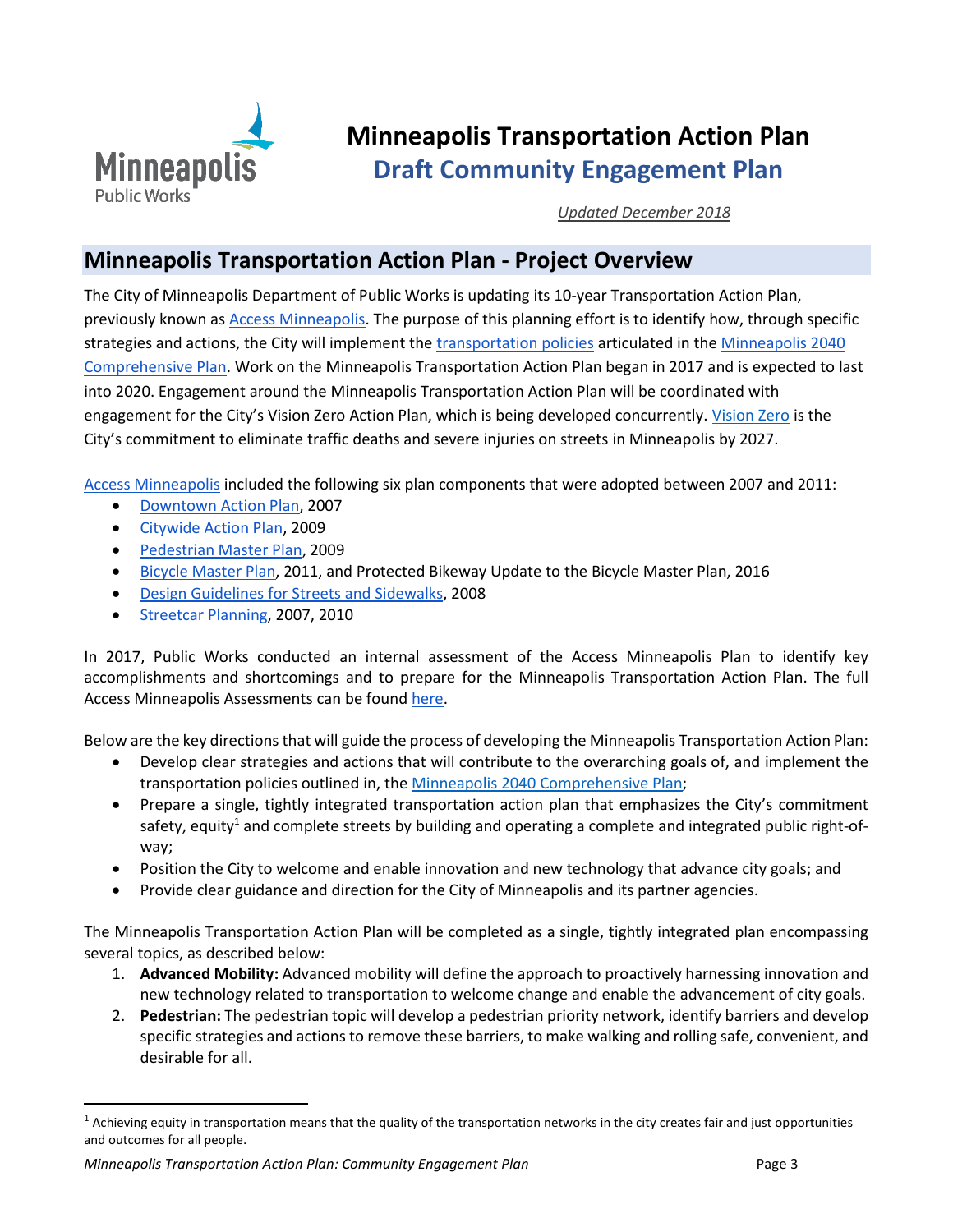# Minneapolis Transportation Action Plan

## Draft Community Engagement Plan

*Updated December 2018*

## Minneapolis Transportation Action Plan - Project Overview

The City of Minneapolis Department of Public Works is updating its 10-year Transportation Action Plan, previously known as Access Minneapolis. The purpose of this planning effort is to identify how, through specific strategies and actions, the City will implement the transportation policies articulated in the Minneapolis 2040 Comprehensive Plan. Work on the Minneapolis Transportation Action Plan began in 2017 and is expected to last into 2020. Engagement around the Minneapolis Transportation Action Plan will be coordinated with engagement for the City's Vision Zero Action Plan, which is being developed concurrently. Vision Zero is the City's commitment to eliminate traffic deaths and severe injuries on streets in Minneapolis by 2027.

Access Minneapolis included the following six plan components that were adopted between 2007 and 2011:

- Downtown Action Plan, 2007
- Citywide Action Plan, 2009
- Pedestrian Master Plan, 2009
- Bicycle Master Plan, 2011, and Protected Bikeway Update to the Bicycle Master Plan, 2016
- Design Guidelines for Streets and Sidewalks, 2008
- Streetcar Planning, 2007, 2010

In 2017, Public Works conducted an internal assessment of the Access Minneapolis Plan to identify key accomplishments and shortcomings and to prepare for the Minneapolis Transportation Action Plan. The full Access Minneapolis Assessments can be found here.

Below are the key directions that will guide the process of developing the Minneapolis Transportation Action Plan:

- Develop clear strategies and actions that will contribute to the overarching goals of, and implement the transportation policies outlined in, the Minneapolis 2040 Comprehensive Plan;
- Prepare a single, tightly integrated transportation action plan that emphasizes the City's commitment safety, equity[1] and complete streets by building and operating a complete and integrated public right-of-way;
- Position the City to welcome and enable innovation and new technology that advance city goals; and
- Provide clear guidance and direction for the City of Minneapolis and its partner agencies.

The Minneapolis Transportation Action Plan will be completed as a single, tightly integrated plan encompassing several topics, as described below:

1. **Advanced Mobility:** Advanced mobility will define the approach to proactively harnessing innovation and new technology related to transportation to welcome change and enable the advancement of city goals.
2. **Pedestrian:** The pedestrian topic will develop a pedestrian priority network, identify barriers and develop specific strategies and actions to remove these barriers, to make walking and rolling safe, convenient, and desirable for all.

[1] Achieving equity in transportation means that the quality of the transportation networks in the city creates fair and just opportunities and outcomes for all people.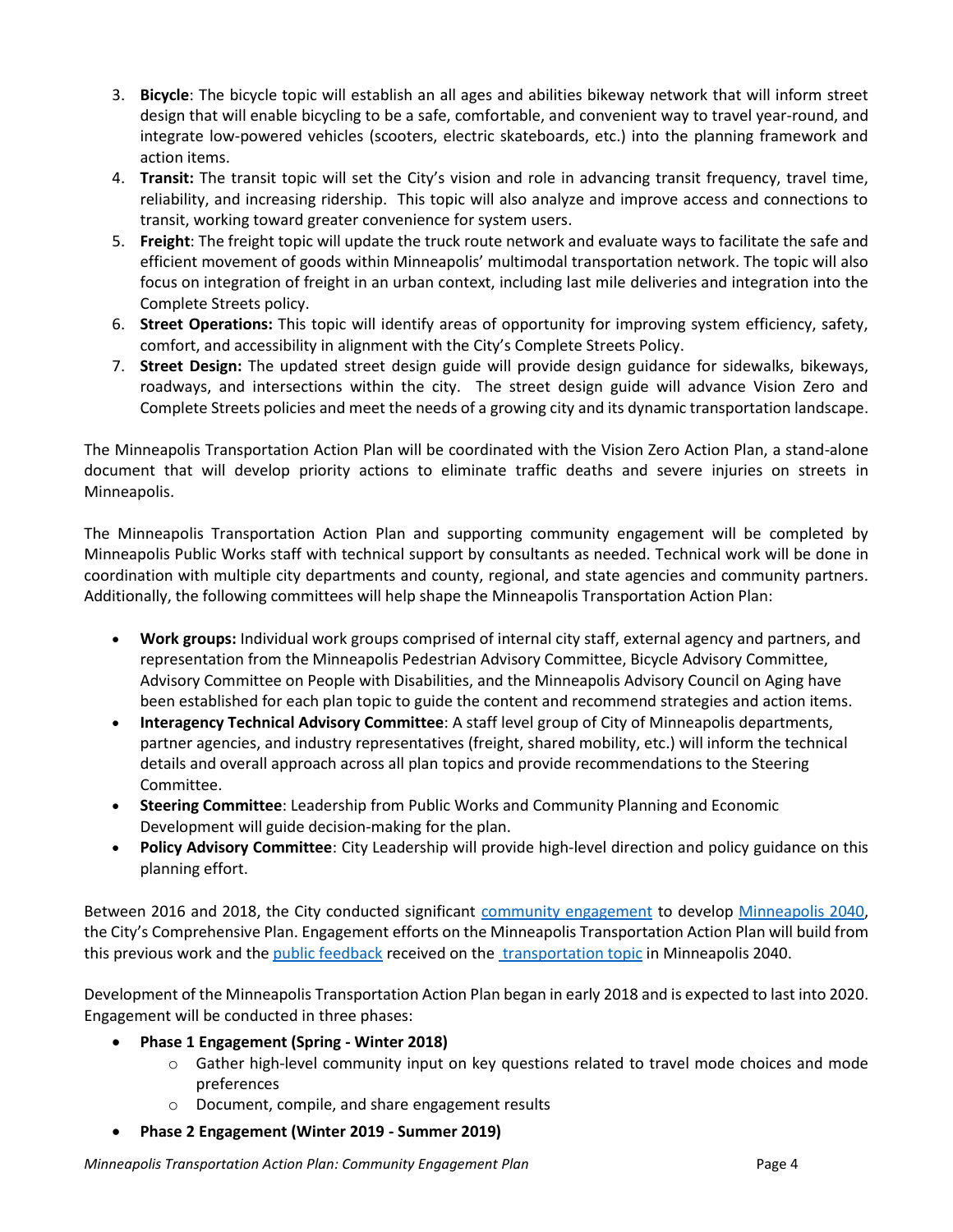3. **Bicycle**: The bicycle topic will establish an all ages and abilities bikeway network that will inform street design that will enable bicycling to be a safe, comfortable, and convenient way to travel year-round, and integrate low-powered vehicles (scooters, electric skateboards, etc.) into the planning framework and action items.
4. **Transit:** The transit topic will set the City's vision and role in advancing transit frequency, travel time, reliability, and increasing ridership. This topic will also analyze and improve access and connections to transit, working toward greater convenience for system users.
5. **Freight**: The freight topic will update the truck route network and evaluate ways to facilitate the safe and efficient movement of goods within Minneapolis' multimodal transportation network. The topic will also focus on integration of freight in an urban context, including last mile deliveries and integration into the Complete Streets policy.
6. **Street Operations:** This topic will identify areas of opportunity for improving system efficiency, safety, comfort, and accessibility in alignment with the City's Complete Streets Policy.
7. **Street Design:** The updated street design guide will provide design guidance for sidewalks, bikeways, roadways, and intersections within the city. The street design guide will advance Vision Zero and Complete Streets policies and meet the needs of a growing city and its dynamic transportation landscape.

The Minneapolis Transportation Action Plan will be coordinated with the Vision Zero Action Plan, a stand-alone document that will develop priority actions to eliminate traffic deaths and severe injuries on streets in Minneapolis.

The Minneapolis Transportation Action Plan and supporting community engagement will be completed by Minneapolis Public Works staff with technical support by consultants as needed. Technical work will be done in coordination with multiple city departments and county, regional, and state agencies and community partners. Additionally, the following committees will help shape the Minneapolis Transportation Action Plan:

- **Work groups:** Individual work groups comprised of internal city staff, external agency and partners, and representation from the Minneapolis Pedestrian Advisory Committee, Bicycle Advisory Committee, Advisory Committee on People with Disabilities, and the Minneapolis Advisory Council on Aging have been established for each plan topic to guide the content and recommend strategies and action items.
- **Interagency Technical Advisory Committee**: A staff level group of City of Minneapolis departments, partner agencies, and industry representatives (freight, shared mobility, etc.) will inform the technical details and overall approach across all plan topics and provide recommendations to the Steering Committee.
- **Steering Committee**: Leadership from Public Works and Community Planning and Economic Development will guide decision-making for the plan.
- **Policy Advisory Committee**: City Leadership will provide high-level direction and policy guidance on this planning effort.

Between 2016 and 2018, the City conducted significant community engagement to develop Minneapolis 2040, the City's Comprehensive Plan. Engagement efforts on the Minneapolis Transportation Action Plan will build from this previous work and the public feedback received on the transportation topic in Minneapolis 2040.

Development of the Minneapolis Transportation Action Plan began in early 2018 and is expected to last into 2020. Engagement will be conducted in three phases:

- **Phase 1 Engagement (Spring - Winter 2018)**
    - Gather high-level community input on key questions related to travel mode choices and mode preferences
    - Document, compile, and share engagement results
- **Phase 2 Engagement (Winter 2019 - Summer 2019)**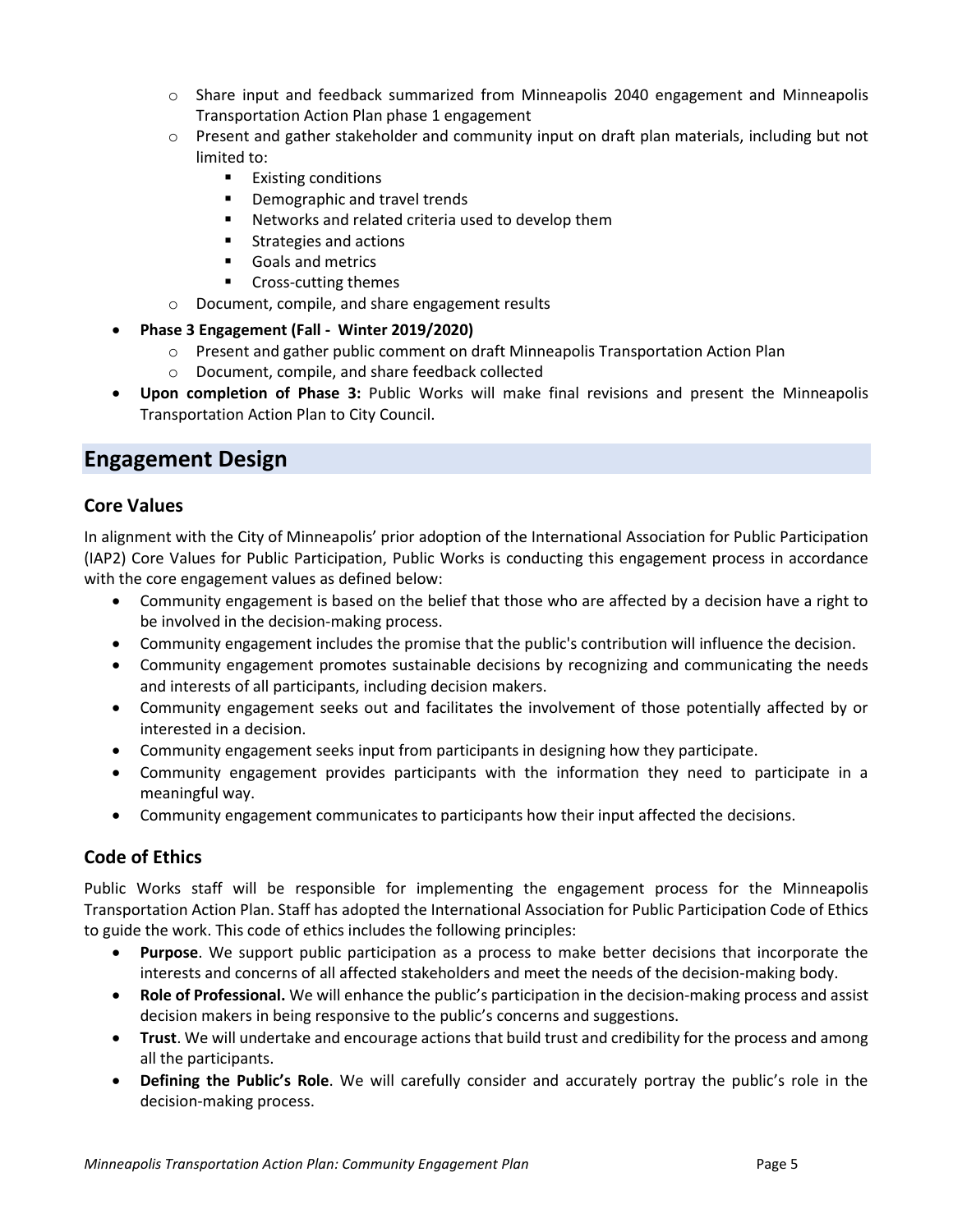- Share input and feedback summarized from Minneapolis 2040 engagement and Minneapolis Transportation Action Plan phase 1 engagement
  - Present and gather stakeholder and community input on draft plan materials, including but not limited to:
    - Existing conditions
    - Demographic and travel trends
    - Networks and related criteria used to develop them
    - Strategies and actions
    - Goals and metrics
    - Cross-cutting themes
  - Document, compile, and share engagement results
- **Phase 3 Engagement (Fall - Winter 2019/2020)**
  - Present and gather public comment on draft Minneapolis Transportation Action Plan
  - Document, compile, and share feedback collected
- **Upon completion of Phase 3:** Public Works will make final revisions and present the Minneapolis Transportation Action Plan to City Council.

## Engagement Design

### Core Values

In alignment with the City of Minneapolis' prior adoption of the International Association for Public Participation (IAP2) Core Values for Public Participation, Public Works is conducting this engagement process in accordance with the core engagement values as defined below:

- Community engagement is based on the belief that those who are affected by a decision have a right to be involved in the decision-making process.
- Community engagement includes the promise that the public's contribution will influence the decision.
- Community engagement promotes sustainable decisions by recognizing and communicating the needs and interests of all participants, including decision makers.
- Community engagement seeks out and facilitates the involvement of those potentially affected by or interested in a decision.
- Community engagement seeks input from participants in designing how they participate.
- Community engagement provides participants with the information they need to participate in a meaningful way.
- Community engagement communicates to participants how their input affected the decisions.

### Code of Ethics

Public Works staff will be responsible for implementing the engagement process for the Minneapolis Transportation Action Plan. Staff has adopted the International Association for Public Participation Code of Ethics to guide the work. This code of ethics includes the following principles:

- **Purpose**. We support public participation as a process to make better decisions that incorporate the interests and concerns of all affected stakeholders and meet the needs of the decision-making body.
- **Role of Professional.** We will enhance the public's participation in the decision-making process and assist decision makers in being responsive to the public's concerns and suggestions.
- **Trust**. We will undertake and encourage actions that build trust and credibility for the process and among all the participants.
- **Defining the Public's Role**. We will carefully consider and accurately portray the public's role in the decision-making process.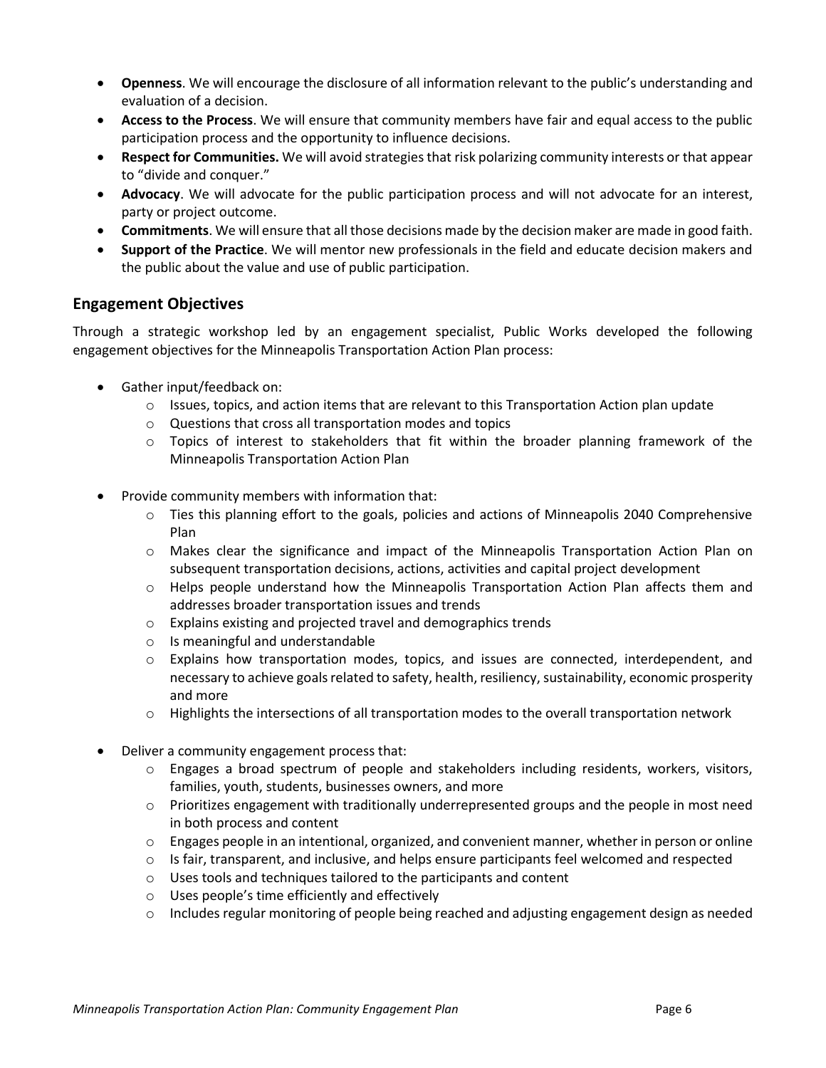- **Openness**. We will encourage the disclosure of all information relevant to the public's understanding and evaluation of a decision.
- **Access to the Process**. We will ensure that community members have fair and equal access to the public participation process and the opportunity to influence decisions.
- **Respect for Communities.** We will avoid strategies that risk polarizing community interests or that appear to "divide and conquer."
- **Advocacy**. We will advocate for the public participation process and will not advocate for an interest, party or project outcome.
- **Commitments**. We will ensure that all those decisions made by the decision maker are made in good faith.
- **Support of the Practice**. We will mentor new professionals in the field and educate decision makers and the public about the value and use of public participation.

## Engagement Objectives

Through a strategic workshop led by an engagement specialist, Public Works developed the following engagement objectives for the Minneapolis Transportation Action Plan process:

- Gather input/feedback on:
  - Issues, topics, and action items that are relevant to this Transportation Action plan update
  - Questions that cross all transportation modes and topics
  - Topics of interest to stakeholders that fit within the broader planning framework of the Minneapolis Transportation Action Plan

- Provide community members with information that:
  - Ties this planning effort to the goals, policies and actions of Minneapolis 2040 Comprehensive Plan
  - Makes clear the significance and impact of the Minneapolis Transportation Action Plan on subsequent transportation decisions, actions, activities and capital project development
  - Helps people understand how the Minneapolis Transportation Action Plan affects them and addresses broader transportation issues and trends
  - Explains existing and projected travel and demographics trends
  - Is meaningful and understandable
  - Explains how transportation modes, topics, and issues are connected, interdependent, and necessary to achieve goals related to safety, health, resiliency, sustainability, economic prosperity and more
  - Highlights the intersections of all transportation modes to the overall transportation network

- Deliver a community engagement process that:
  - Engages a broad spectrum of people and stakeholders including residents, workers, visitors, families, youth, students, businesses owners, and more
  - Prioritizes engagement with traditionally underrepresented groups and the people in most need in both process and content
  - Engages people in an intentional, organized, and convenient manner, whether in person or online
  - Is fair, transparent, and inclusive, and helps ensure participants feel welcomed and respected
  - Uses tools and techniques tailored to the participants and content
  - Uses people's time efficiently and effectively
  - Includes regular monitoring of people being reached and adjusting engagement design as needed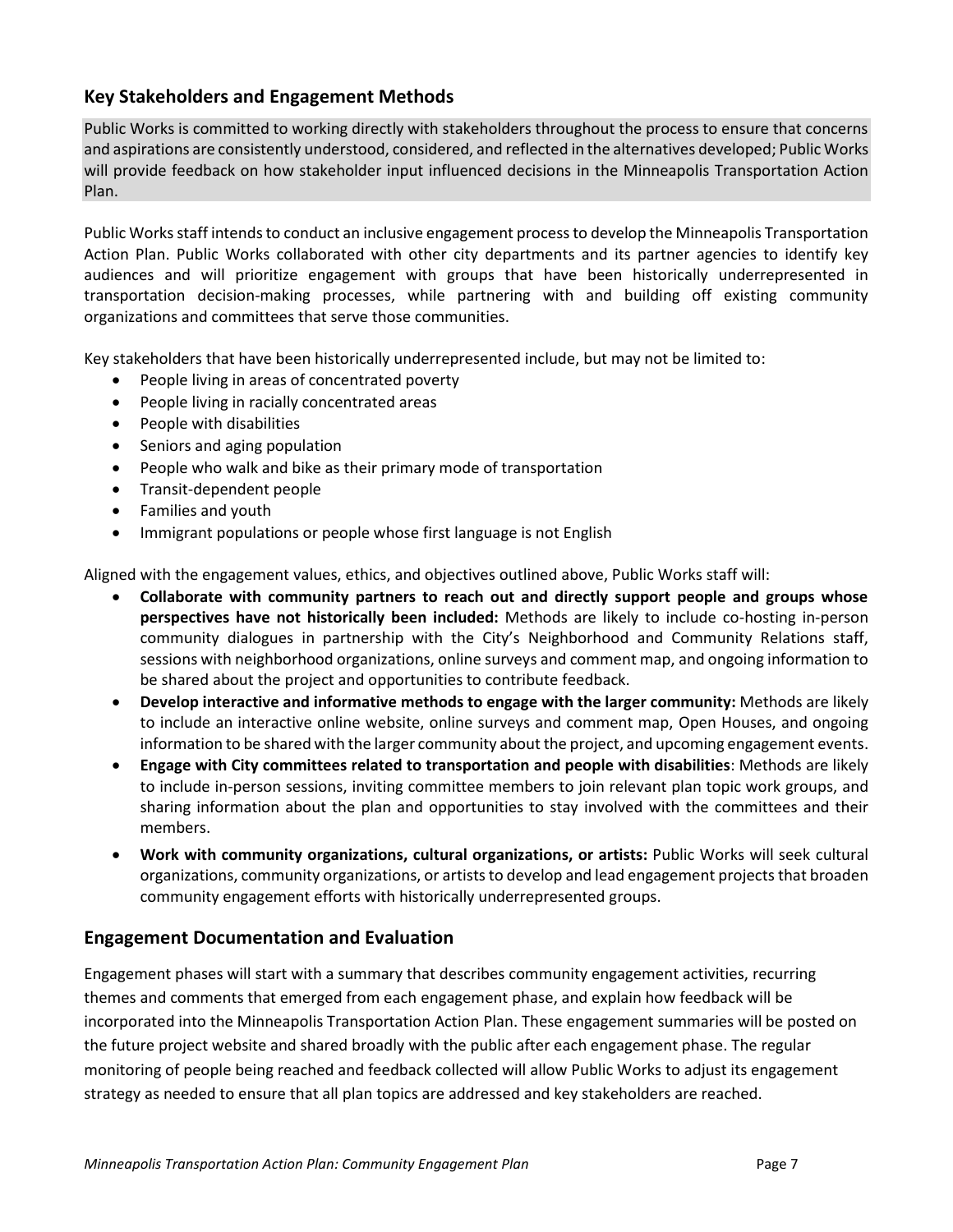## Key Stakeholders and Engagement Methods

Public Works is committed to working directly with stakeholders throughout the process to ensure that concerns and aspirations are consistently understood, considered, and reflected in the alternatives developed; Public Works will provide feedback on how stakeholder input influenced decisions in the Minneapolis Transportation Action Plan.

Public Works staff intends to conduct an inclusive engagement process to develop the Minneapolis Transportation Action Plan. Public Works collaborated with other city departments and its partner agencies to identify key audiences and will prioritize engagement with groups that have been historically underrepresented in transportation decision-making processes, while partnering with and building off existing community organizations and committees that serve those communities.

Key stakeholders that have been historically underrepresented include, but may not be limited to:

- People living in areas of concentrated poverty
- People living in racially concentrated areas
- People with disabilities
- Seniors and aging population
- People who walk and bike as their primary mode of transportation
- Transit-dependent people
- Families and youth
- Immigrant populations or people whose first language is not English

Aligned with the engagement values, ethics, and objectives outlined above, Public Works staff will:

- **Collaborate with community partners to reach out and directly support people and groups whose perspectives have not historically been included:** Methods are likely to include co-hosting in-person community dialogues in partnership with the City's Neighborhood and Community Relations staff, sessions with neighborhood organizations, online surveys and comment map, and ongoing information to be shared about the project and opportunities to contribute feedback.
- **Develop interactive and informative methods to engage with the larger community:** Methods are likely to include an interactive online website, online surveys and comment map, Open Houses, and ongoing information to be shared with the larger community about the project, and upcoming engagement events.
- **Engage with City committees related to transportation and people with disabilities**: Methods are likely to include in-person sessions, inviting committee members to join relevant plan topic work groups, and sharing information about the plan and opportunities to stay involved with the committees and their members.
- **Work with community organizations, cultural organizations, or artists:** Public Works will seek cultural organizations, community organizations, or artists to develop and lead engagement projects that broaden community engagement efforts with historically underrepresented groups.

## Engagement Documentation and Evaluation

Engagement phases will start with a summary that describes community engagement activities, recurring themes and comments that emerged from each engagement phase, and explain how feedback will be incorporated into the Minneapolis Transportation Action Plan. These engagement summaries will be posted on the future project website and shared broadly with the public after each engagement phase. The regular monitoring of people being reached and feedback collected will allow Public Works to adjust its engagement strategy as needed to ensure that all plan topics are addressed and key stakeholders are reached.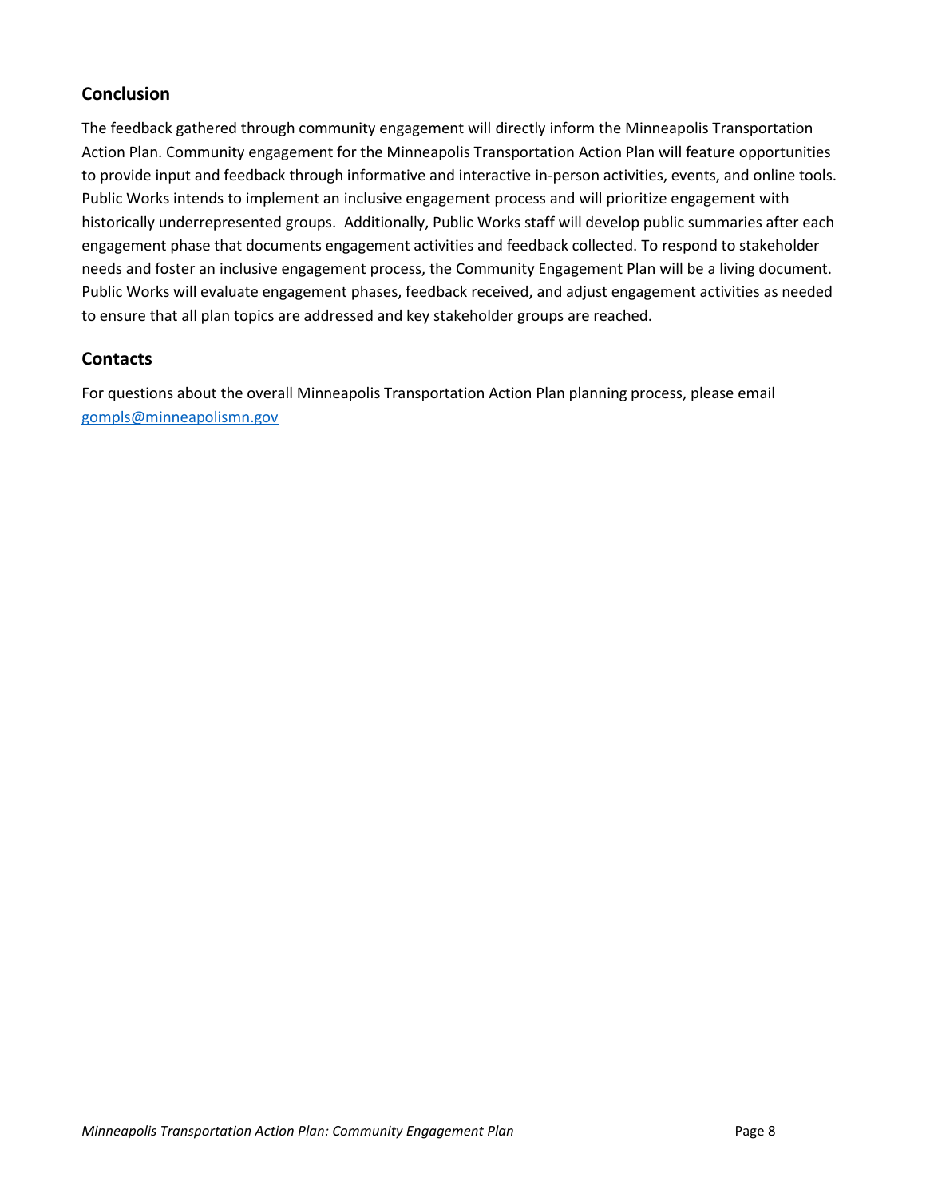## Conclusion

The feedback gathered through community engagement will directly inform the Minneapolis Transportation Action Plan. Community engagement for the Minneapolis Transportation Action Plan will feature opportunities to provide input and feedback through informative and interactive in-person activities, events, and online tools. Public Works intends to implement an inclusive engagement process and will prioritize engagement with historically underrepresented groups. Additionally, Public Works staff will develop public summaries after each engagement phase that documents engagement activities and feedback collected. To respond to stakeholder needs and foster an inclusive engagement process, the Community Engagement Plan will be a living document. Public Works will evaluate engagement phases, feedback received, and adjust engagement activities as needed to ensure that all plan topics are addressed and key stakeholder groups are reached.

## Contacts

For questions about the overall Minneapolis Transportation Action Plan planning process, please email [gompls@minneapolismn.gov](mailto:gompls@minneapolismn.gov)